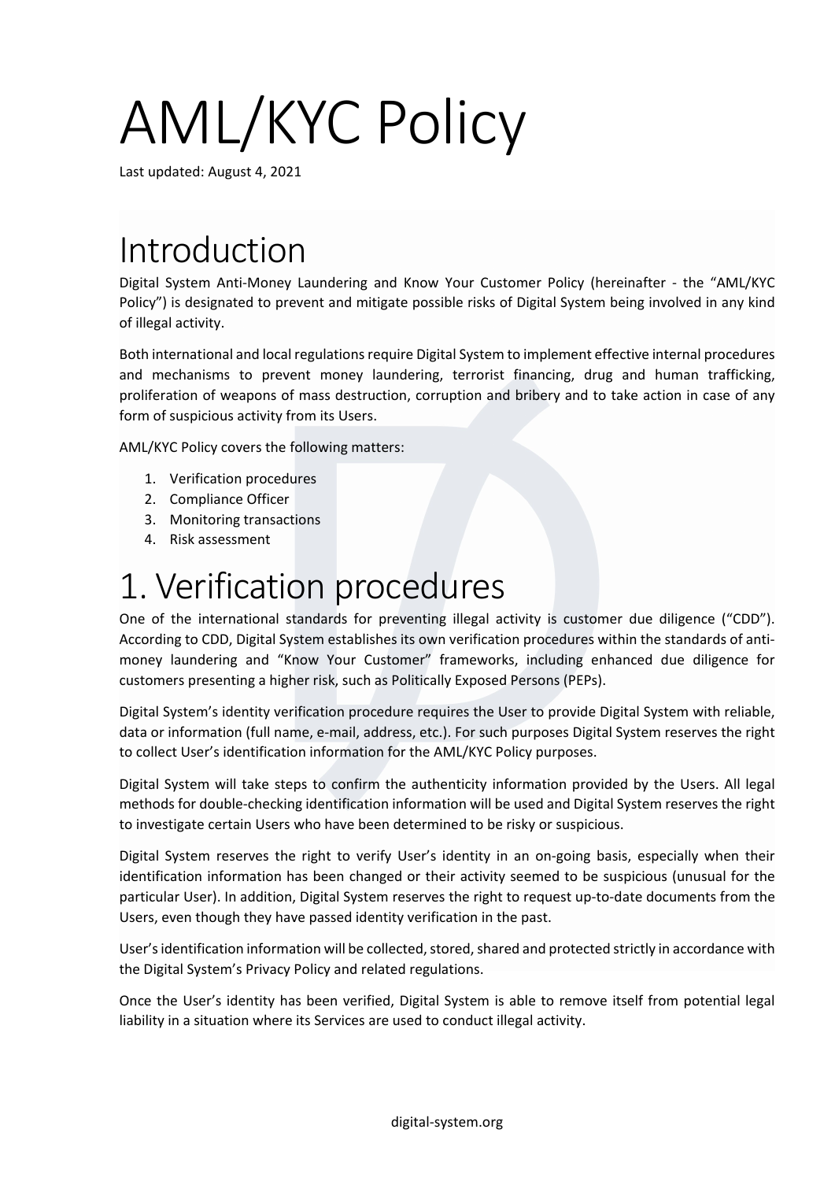# AML/KYC Policy

Last updated: August 4, 2021

## Introduction

Digital System Anti-Money Laundering and Know Your Customer Policy (hereinafter - the "AML/KYC Policy") is designated to prevent and mitigate possible risks of Digital System being involved in any kind of illegal activity.

Both international and local regulations require Digital System to implement effective internal procedures and mechanisms to prevent money laundering, terrorist financing, drug and human trafficking, proliferation of weapons of mass destruction, corruption and bribery and to take action in case of any form of suspicious activity from its Users.

AML/KYC Policy covers the following matters:

1. Verification procedures
2. Compliance Officer
3. Monitoring transactions
4. Risk assessment

## 1. Verification procedures

One of the international standards for preventing illegal activity is customer due diligence ("CDD"). According to CDD, Digital System establishes its own verification procedures within the standards of anti-money laundering and "Know Your Customer" frameworks, including enhanced due diligence for customers presenting a higher risk, such as Politically Exposed Persons (PEPs).

Digital System's identity verification procedure requires the User to provide Digital System with reliable, data or information (full name, e-mail, address, etc.). For such purposes Digital System reserves the right to collect User's identification information for the AML/KYC Policy purposes.

Digital System will take steps to confirm the authenticity information provided by the Users. All legal methods for double-checking identification information will be used and Digital System reserves the right to investigate certain Users who have been determined to be risky or suspicious.

Digital System reserves the right to verify User's identity in an on-going basis, especially when their identification information has been changed or their activity seemed to be suspicious (unusual for the particular User). In addition, Digital System reserves the right to request up-to-date documents from the Users, even though they have passed identity verification in the past.

User's identification information will be collected, stored, shared and protected strictly in accordance with the Digital System's Privacy Policy and related regulations.

Once the User's identity has been verified, Digital System is able to remove itself from potential legal liability in a situation where its Services are used to conduct illegal activity.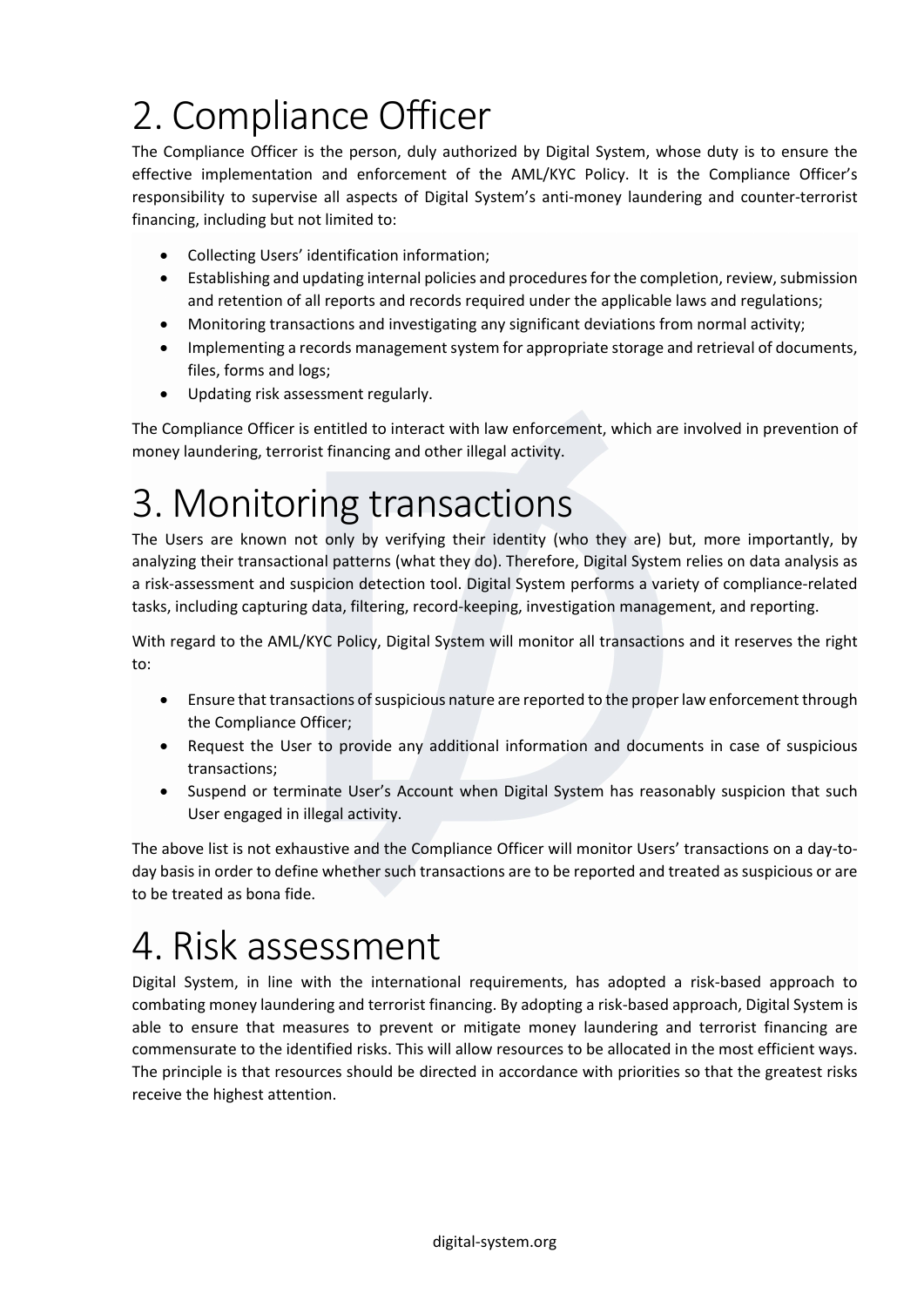# 2. Compliance Officer

The Compliance Officer is the person, duly authorized by Digital System, whose duty is to ensure the effective implementation and enforcement of the AML/KYC Policy. It is the Compliance Officer's responsibility to supervise all aspects of Digital System's anti-money laundering and counter-terrorist financing, including but not limited to:

- Collecting Users' identification information;
- Establishing and updating internal policies and procedures for the completion, review, submission and retention of all reports and records required under the applicable laws and regulations;
- Monitoring transactions and investigating any significant deviations from normal activity;
- Implementing a records management system for appropriate storage and retrieval of documents, files, forms and logs;
- Updating risk assessment regularly.

The Compliance Officer is entitled to interact with law enforcement, which are involved in prevention of money laundering, terrorist financing and other illegal activity.

# 3. Monitoring transactions

The Users are known not only by verifying their identity (who they are) but, more importantly, by analyzing their transactional patterns (what they do). Therefore, Digital System relies on data analysis as a risk-assessment and suspicion detection tool. Digital System performs a variety of compliance-related tasks, including capturing data, filtering, record-keeping, investigation management, and reporting.

With regard to the AML/KYC Policy, Digital System will monitor all transactions and it reserves the right to:

- Ensure that transactions of suspicious nature are reported to the proper law enforcement through the Compliance Officer;
- Request the User to provide any additional information and documents in case of suspicious transactions;
- Suspend or terminate User's Account when Digital System has reasonably suspicion that such User engaged in illegal activity.

The above list is not exhaustive and the Compliance Officer will monitor Users' transactions on a day-to-day basis in order to define whether such transactions are to be reported and treated as suspicious or are to be treated as bona fide.

# 4. Risk assessment

Digital System, in line with the international requirements, has adopted a risk-based approach to combating money laundering and terrorist financing. By adopting a risk-based approach, Digital System is able to ensure that measures to prevent or mitigate money laundering and terrorist financing are commensurate to the identified risks. This will allow resources to be allocated in the most efficient ways. The principle is that resources should be directed in accordance with priorities so that the greatest risks receive the highest attention.